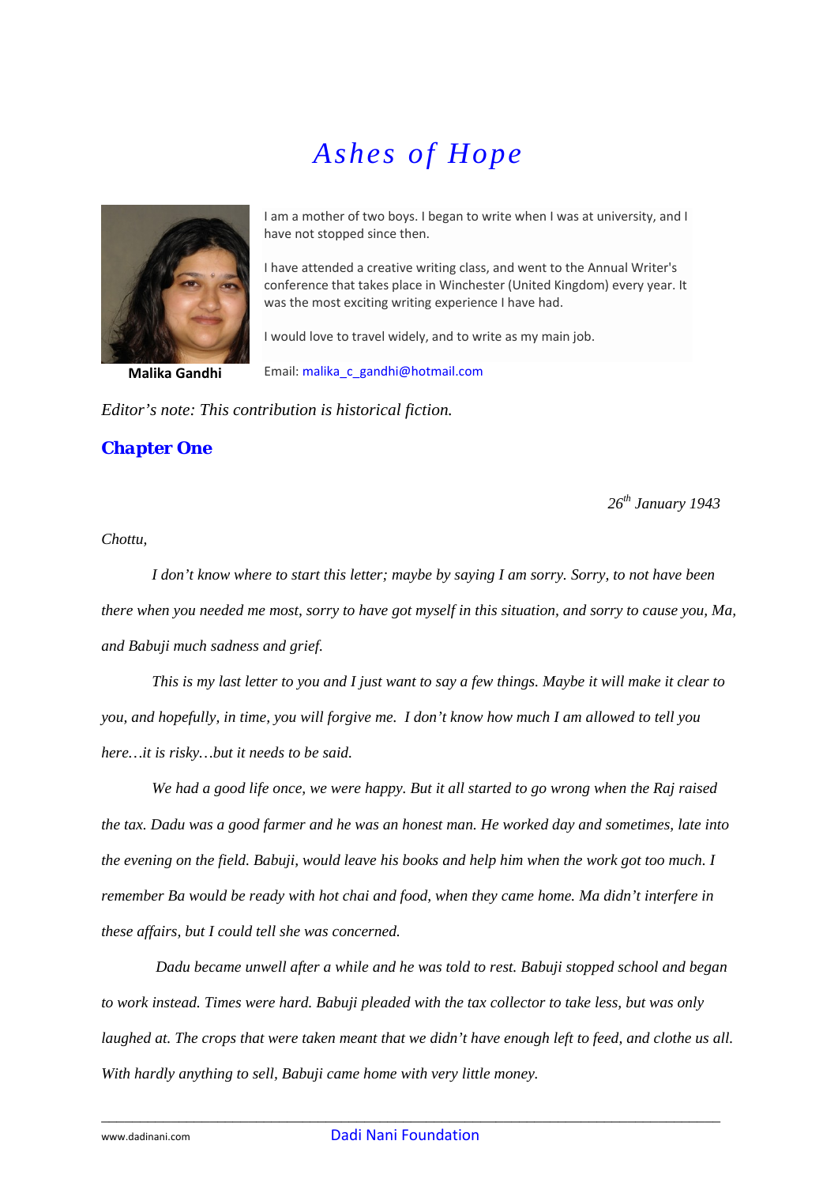# *Ashes of Hope*

I am a mother of two boys. I began to write when I was at university, and I have not stopped since then.

I have attended a creative writing class, and went to the Annual Writer's conference that takes place in Winchester (United Kingdom) every year. It was the most exciting writing experience I have had.

I would love to travel widely, and to write as my main job.

**Malika Gandhi**

Email: malika_c_gandhi@hotmail.com

*Editor's note: This contribution is historical fiction.*

## Chapter One

*26th January 1943*

*Chottu,*

*I don't know where to start this letter; maybe by saying I am sorry. Sorry, to not have been there when you needed me most, sorry to have got myself in this situation, and sorry to cause you, Ma, and Babuji much sadness and grief.*

*This is my last letter to you and I just want to say a few things. Maybe it will make it clear to you, and hopefully, in time, you will forgive me. I don't know how much I am allowed to tell you here…it is risky…but it needs to be said.*

*We had a good life once, we were happy. But it all started to go wrong when the Raj raised the tax. Dadu was a good farmer and he was an honest man. He worked day and sometimes, late into the evening on the field. Babuji, would leave his books and help him when the work got too much. I remember Ba would be ready with hot chai and food, when they came home. Ma didn't interfere in these affairs, but I could tell she was concerned.*

*Dadu became unwell after a while and he was told to rest. Babuji stopped school and began to work instead. Times were hard. Babuji pleaded with the tax collector to take less, but was only laughed at. The crops that were taken meant that we didn't have enough left to feed, and clothe us all. With hardly anything to sell, Babuji came home with very little money.*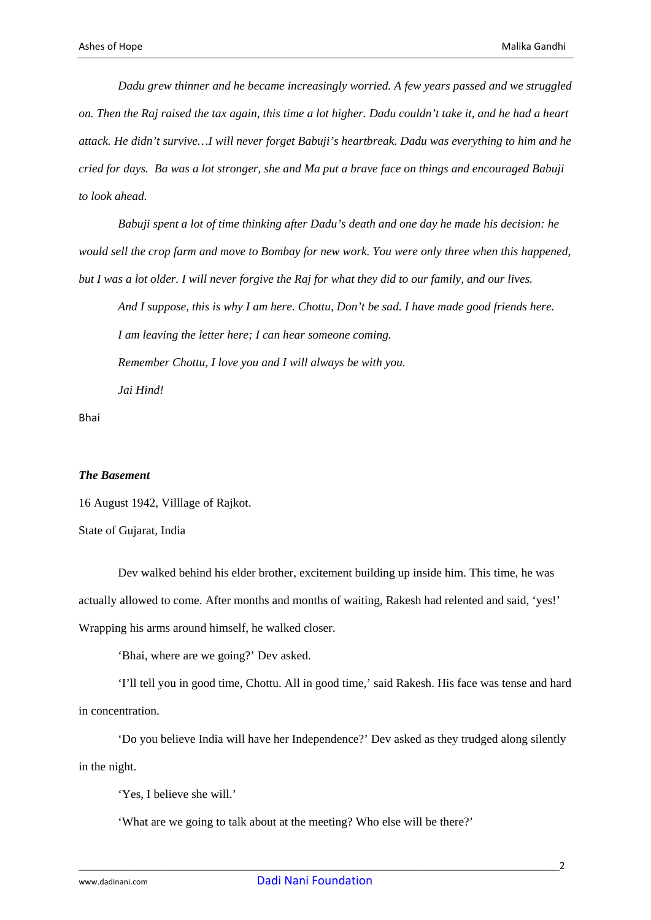*Dadu grew thinner and he became increasingly worried. A few years passed and we struggled on. Then the Raj raised the tax again, this time a lot higher. Dadu couldn't take it, and he had a heart attack. He didn't survive…I will never forget Babuji's heartbreak. Dadu was everything to him and he cried for days. Ba was a lot stronger, she and Ma put a brave face on things and encouraged Babuji to look ahead.*

*Babuji spent a lot of time thinking after Dadu's death and one day he made his decision: he would sell the crop farm and move to Bombay for new work. You were only three when this happened, but I was a lot older. I will never forgive the Raj for what they did to our family, and our lives.*

*And I suppose, this is why I am here. Chottu, Don't be sad. I have made good friends here.*

*I am leaving the letter here; I can hear someone coming.*

*Remember Chottu, I love you and I will always be with you.*

*Jai Hind!*

Bhai

***The Basement***

16 August 1942, Villlage of Rajkot.

State of Gujarat, India

Dev walked behind his elder brother, excitement building up inside him. This time, he was actually allowed to come. After months and months of waiting, Rakesh had relented and said, 'yes!' Wrapping his arms around himself, he walked closer.

'Bhai, where are we going?' Dev asked.

'I'll tell you in good time, Chottu. All in good time,' said Rakesh. His face was tense and hard in concentration.

'Do you believe India will have her Independence?' Dev asked as they trudged along silently in the night.

'Yes, I believe she will.'

'What are we going to talk about at the meeting? Who else will be there?'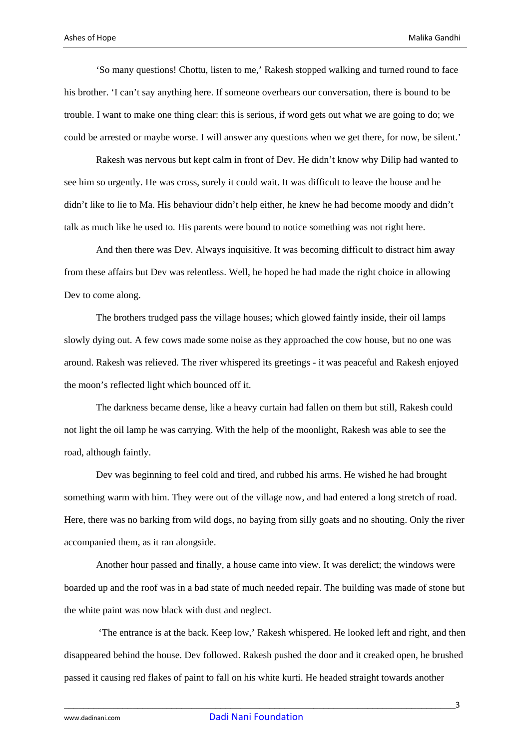'So many questions! Chottu, listen to me,' Rakesh stopped walking and turned round to face his brother. 'I can't say anything here. If someone overhears our conversation, there is bound to be trouble. I want to make one thing clear: this is serious, if word gets out what we are going to do; we could be arrested or maybe worse. I will answer any questions when we get there, for now, be silent.'

Rakesh was nervous but kept calm in front of Dev. He didn't know why Dilip had wanted to see him so urgently. He was cross, surely it could wait. It was difficult to leave the house and he didn't like to lie to Ma. His behaviour didn't help either, he knew he had become moody and didn't talk as much like he used to. His parents were bound to notice something was not right here.

And then there was Dev. Always inquisitive. It was becoming difficult to distract him away from these affairs but Dev was relentless. Well, he hoped he had made the right choice in allowing Dev to come along.

The brothers trudged pass the village houses; which glowed faintly inside, their oil lamps slowly dying out. A few cows made some noise as they approached the cow house, but no one was around. Rakesh was relieved. The river whispered its greetings - it was peaceful and Rakesh enjoyed the moon's reflected light which bounced off it.

The darkness became dense, like a heavy curtain had fallen on them but still, Rakesh could not light the oil lamp he was carrying. With the help of the moonlight, Rakesh was able to see the road, although faintly.

Dev was beginning to feel cold and tired, and rubbed his arms. He wished he had brought something warm with him. They were out of the village now, and had entered a long stretch of road. Here, there was no barking from wild dogs, no baying from silly goats and no shouting. Only the river accompanied them, as it ran alongside.

Another hour passed and finally, a house came into view. It was derelict; the windows were boarded up and the roof was in a bad state of much needed repair. The building was made of stone but the white paint was now black with dust and neglect.

'The entrance is at the back. Keep low,' Rakesh whispered. He looked left and right, and then disappeared behind the house. Dev followed. Rakesh pushed the door and it creaked open, he brushed passed it causing red flakes of paint to fall on his white kurti. He headed straight towards another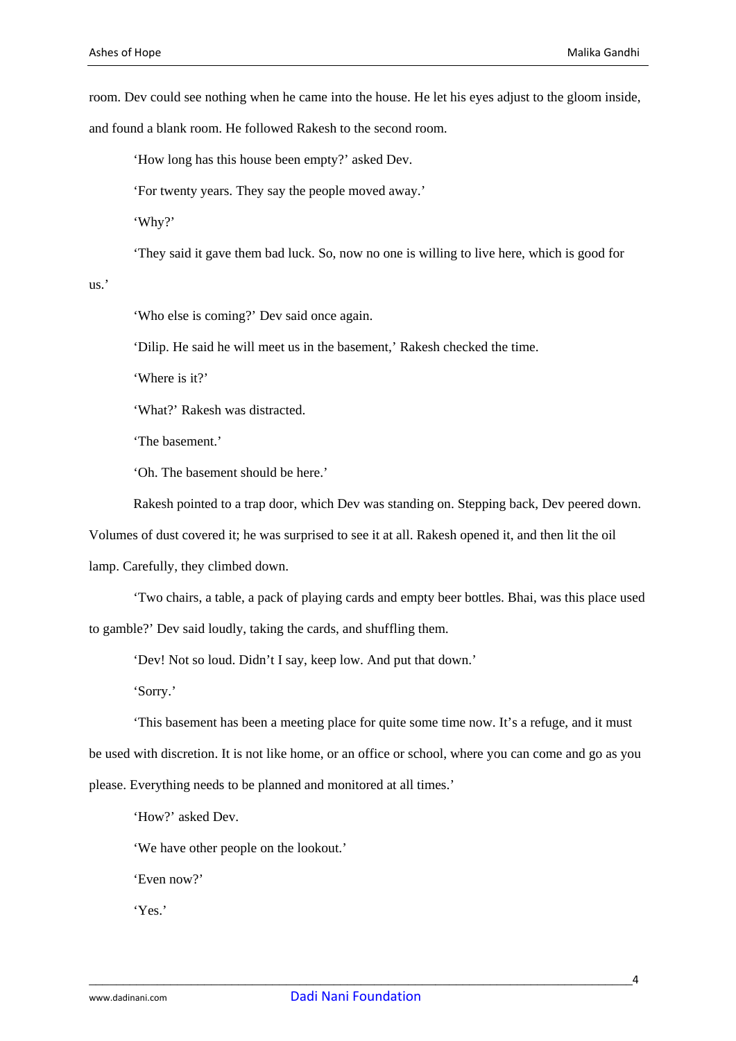room. Dev could see nothing when he came into the house. He let his eyes adjust to the gloom inside, and found a blank room. He followed Rakesh to the second room.

'How long has this house been empty?' asked Dev.

'For twenty years. They say the people moved away.'

'Why?'

'They said it gave them bad luck. So, now no one is willing to live here, which is good for us.'

'Who else is coming?' Dev said once again.

'Dilip. He said he will meet us in the basement,' Rakesh checked the time.

'Where is it?'

'What?' Rakesh was distracted.

'The basement.'

'Oh. The basement should be here.'

Rakesh pointed to a trap door, which Dev was standing on. Stepping back, Dev peered down. Volumes of dust covered it; he was surprised to see it at all. Rakesh opened it, and then lit the oil lamp. Carefully, they climbed down.

'Two chairs, a table, a pack of playing cards and empty beer bottles. Bhai, was this place used to gamble?' Dev said loudly, taking the cards, and shuffling them.

'Dev! Not so loud. Didn't I say, keep low. And put that down.'

'Sorry.'

'This basement has been a meeting place for quite some time now. It's a refuge, and it must be used with discretion. It is not like home, or an office or school, where you can come and go as you please. Everything needs to be planned and monitored at all times.'

'How?' asked Dev.

'We have other people on the lookout.'

'Even now?'

'Yes.'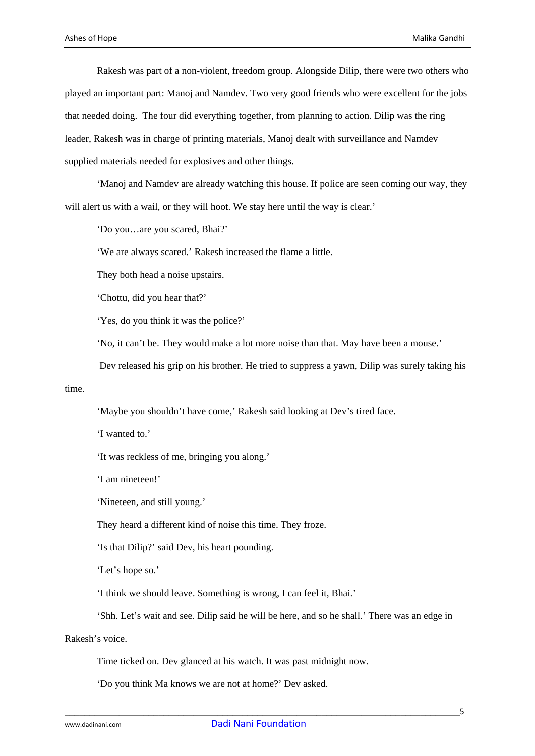Rakesh was part of a non-violent, freedom group. Alongside Dilip, there were two others who played an important part: Manoj and Namdev. Two very good friends who were excellent for the jobs that needed doing. The four did everything together, from planning to action. Dilip was the ring leader, Rakesh was in charge of printing materials, Manoj dealt with surveillance and Namdev supplied materials needed for explosives and other things.

'Manoj and Namdev are already watching this house. If police are seen coming our way, they will alert us with a wail, or they will hoot. We stay here until the way is clear.'

'Do you…are you scared, Bhai?'

'We are always scared.' Rakesh increased the flame a little.

They both head a noise upstairs.

'Chottu, did you hear that?'

'Yes, do you think it was the police?'

'No, it can't be. They would make a lot more noise than that. May have been a mouse.'

Dev released his grip on his brother. He tried to suppress a yawn, Dilip was surely taking his time.

'Maybe you shouldn't have come,' Rakesh said looking at Dev's tired face.

'I wanted to.'

'It was reckless of me, bringing you along.'

'I am nineteen!'

'Nineteen, and still young.'

They heard a different kind of noise this time. They froze.

'Is that Dilip?' said Dev, his heart pounding.

'Let's hope so.'

'I think we should leave. Something is wrong, I can feel it, Bhai.'

'Shh. Let's wait and see. Dilip said he will be here, and so he shall.' There was an edge in Rakesh's voice.

Time ticked on. Dev glanced at his watch. It was past midnight now.

'Do you think Ma knows we are not at home?' Dev asked.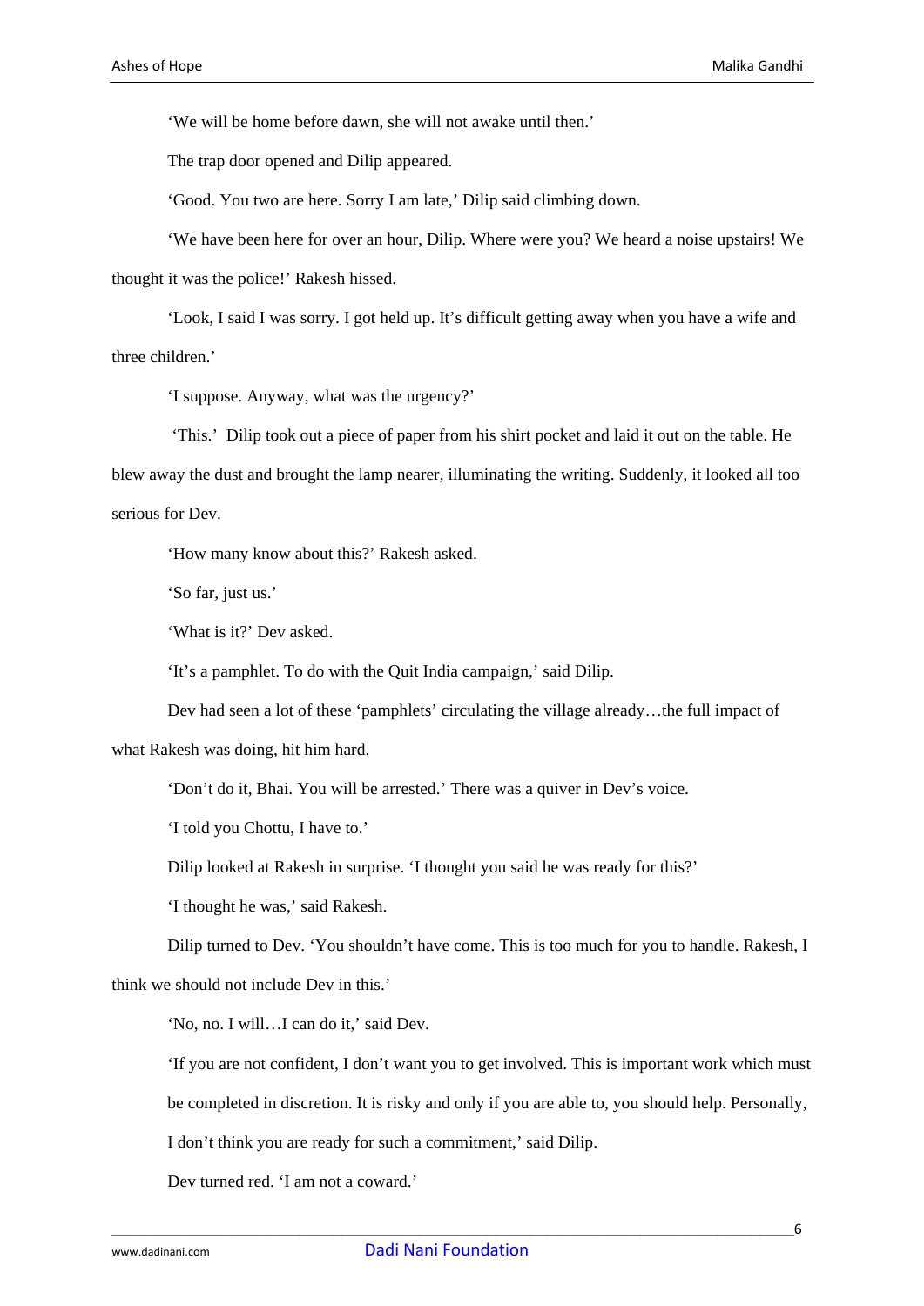'We will be home before dawn, she will not awake until then.'

The trap door opened and Dilip appeared.

'Good. You two are here. Sorry I am late,' Dilip said climbing down.

'We have been here for over an hour, Dilip. Where were you? We heard a noise upstairs! We thought it was the police!' Rakesh hissed.

'Look, I said I was sorry. I got held up. It's difficult getting away when you have a wife and three children.'

'I suppose. Anyway, what was the urgency?'

'This.' Dilip took out a piece of paper from his shirt pocket and laid it out on the table. He blew away the dust and brought the lamp nearer, illuminating the writing. Suddenly, it looked all too serious for Dev.

'How many know about this?' Rakesh asked.

'So far, just us.'

'What is it?' Dev asked.

'It's a pamphlet. To do with the Quit India campaign,' said Dilip.

Dev had seen a lot of these 'pamphlets' circulating the village already…the full impact of what Rakesh was doing, hit him hard.

'Don't do it, Bhai. You will be arrested.' There was a quiver in Dev's voice.

'I told you Chottu, I have to.'

Dilip looked at Rakesh in surprise. 'I thought you said he was ready for this?'

'I thought he was,' said Rakesh.

Dilip turned to Dev. 'You shouldn't have come. This is too much for you to handle. Rakesh, I think we should not include Dev in this.'

'No, no. I will…I can do it,' said Dev.

'If you are not confident, I don't want you to get involved. This is important work which must be completed in discretion. It is risky and only if you are able to, you should help. Personally, I don't think you are ready for such a commitment,' said Dilip.

Dev turned red. 'I am not a coward.'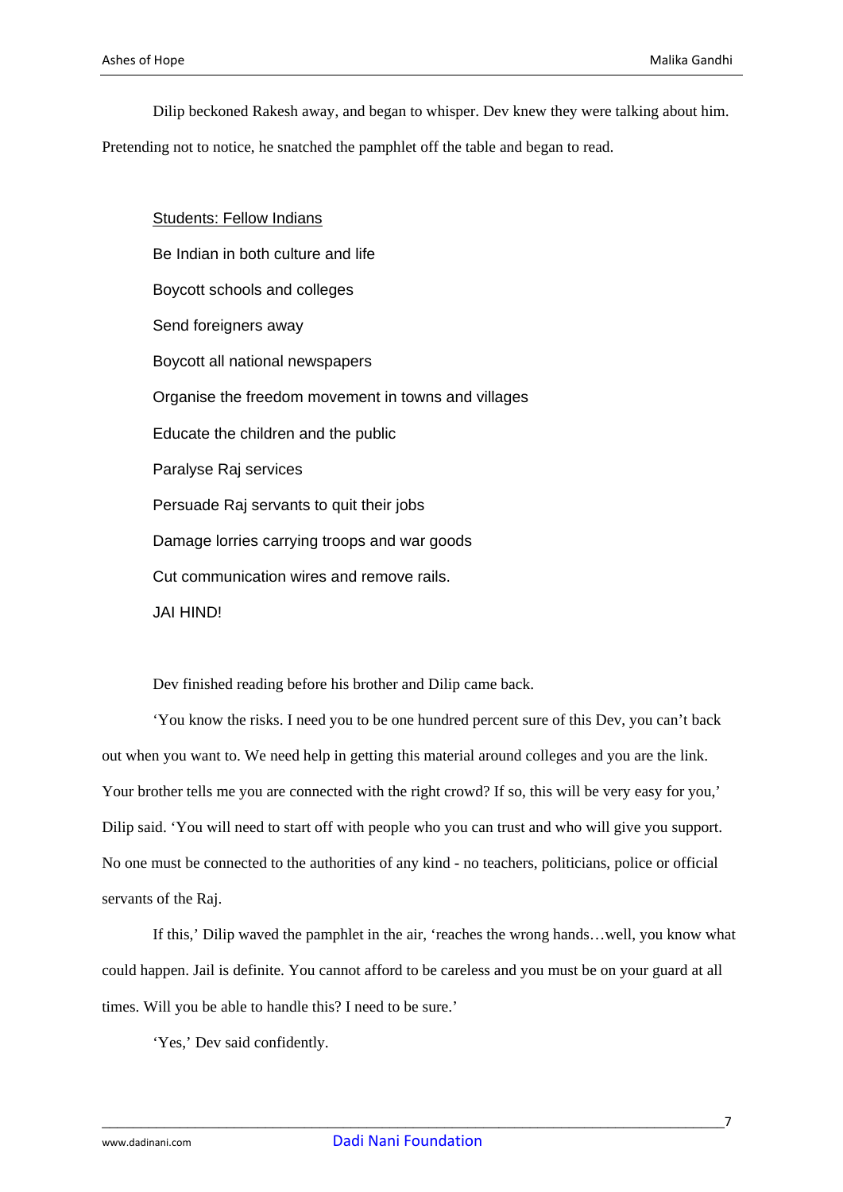Dilip beckoned Rakesh away, and began to whisper. Dev knew they were talking about him. Pretending not to notice, he snatched the pamphlet off the table and began to read.

<u>Students: Fellow Indians</u>

Be Indian in both culture and life

Boycott schools and colleges

Send foreigners away

Boycott all national newspapers

Organise the freedom movement in towns and villages

Educate the children and the public

Paralyse Raj services

Persuade Raj servants to quit their jobs

Damage lorries carrying troops and war goods

Cut communication wires and remove rails.

JAI HIND!

Dev finished reading before his brother and Dilip came back.

'You know the risks. I need you to be one hundred percent sure of this Dev, you can't back out when you want to. We need help in getting this material around colleges and you are the link. Your brother tells me you are connected with the right crowd? If so, this will be very easy for you,' Dilip said. 'You will need to start off with people who you can trust and who will give you support. No one must be connected to the authorities of any kind - no teachers, politicians, police or official servants of the Raj.

If this,' Dilip waved the pamphlet in the air, 'reaches the wrong hands…well, you know what could happen. Jail is definite. You cannot afford to be careless and you must be on your guard at all times. Will you be able to handle this? I need to be sure.'

'Yes,' Dev said confidently.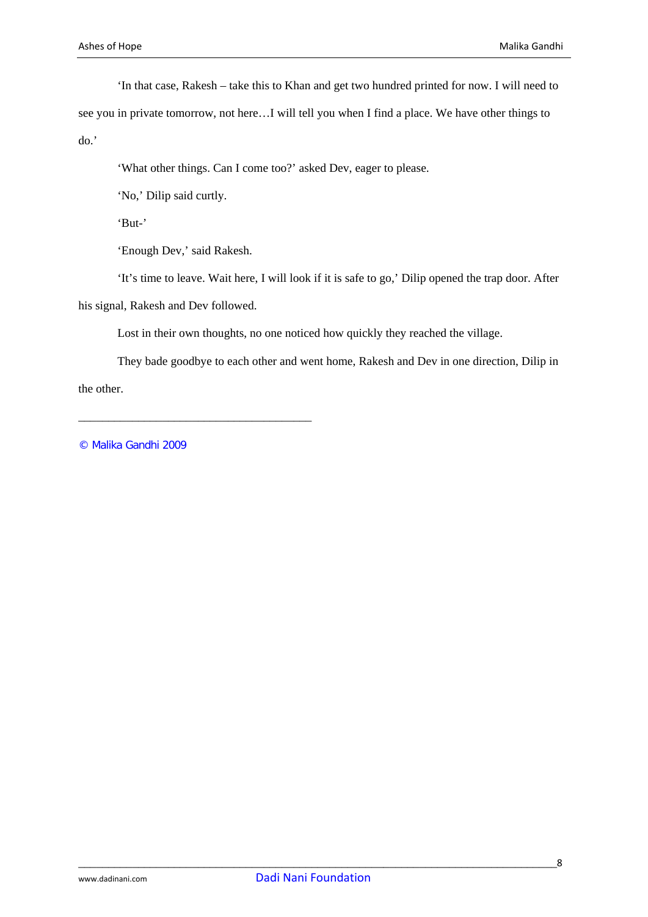'In that case, Rakesh – take this to Khan and get two hundred printed for now. I will need to see you in private tomorrow, not here…I will tell you when I find a place. We have other things to do.'

'What other things. Can I come too?' asked Dev, eager to please.

'No,' Dilip said curtly.

'But-'

'Enough Dev,' said Rakesh.

'It's time to leave. Wait here, I will look if it is safe to go,' Dilip opened the trap door. After his signal, Rakesh and Dev followed.

Lost in their own thoughts, no one noticed how quickly they reached the village.

They bade goodbye to each other and went home, Rakesh and Dev in one direction, Dilip in the other.

---

© Malika Gandhi 2009